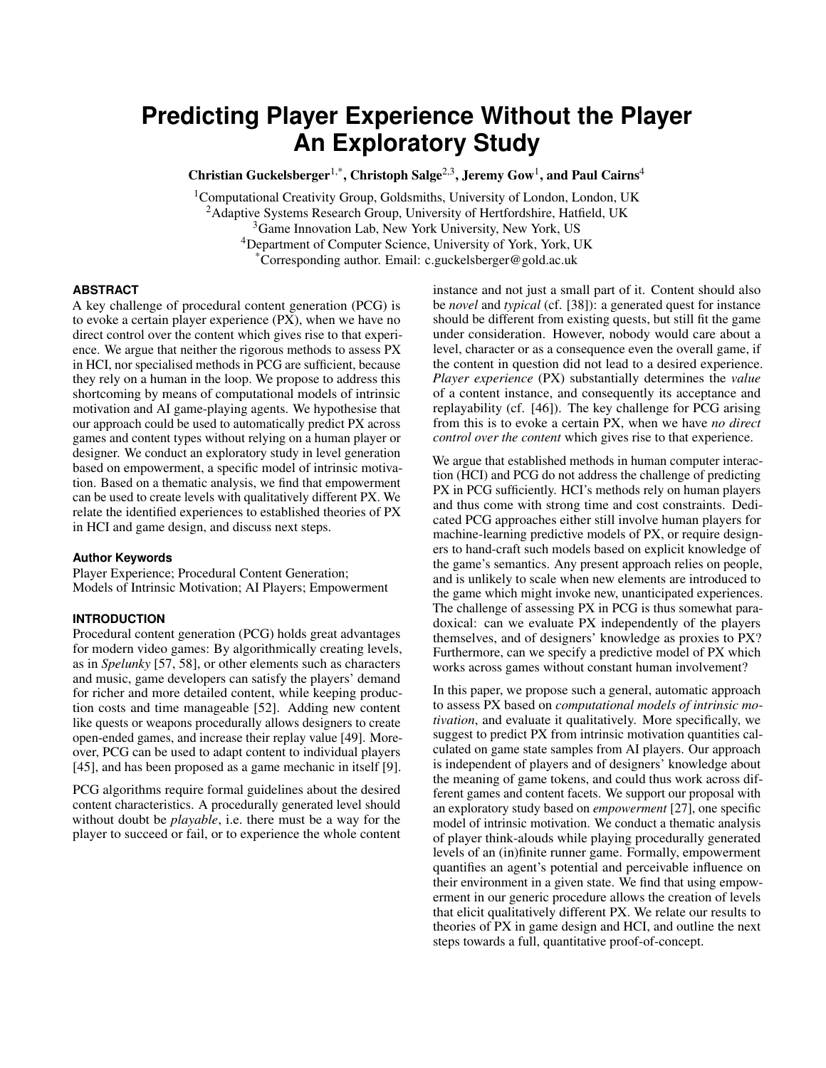# Predicting Player Experience Without the Player An Exploratory Study

**Christian Guckelsberger[1,*], Christoph Salge[2,3], Jeremy Gow[1], and Paul Cairns[4]**

[1]Computational Creativity Group, Goldsmiths, University of London, London, UK
[2]Adaptive Systems Research Group, University of Hertfordshire, Hatfield, UK
[3]Game Innovation Lab, New York University, New York, US
[4]Department of Computer Science, University of York, York, UK
[*]Corresponding author. Email: c.guckelsberger@gold.ac.uk

## ABSTRACT

A key challenge of procedural content generation (PCG) is to evoke a certain player experience (PX), when we have no direct control over the content which gives rise to that experience. We argue that neither the rigorous methods to assess PX in HCI, nor specialised methods in PCG are sufficient, because they rely on a human in the loop. We propose to address this shortcoming by means of computational models of intrinsic motivation and AI game-playing agents. We hypothesise that our approach could be used to automatically predict PX across games and content types without relying on a human player or designer. We conduct an exploratory study in level generation based on empowerment, a specific model of intrinsic motivation. Based on a thematic analysis, we find that empowerment can be used to create levels with qualitatively different PX. We relate the identified experiences to established theories of PX in HCI and game design, and discuss next steps.

### Author Keywords

Player Experience; Procedural Content Generation; Models of Intrinsic Motivation; AI Players; Empowerment

## INTRODUCTION

Procedural content generation (PCG) holds great advantages for modern video games: By algorithmically creating levels, as in *Spelunky* [57, 58], or other elements such as characters and music, game developers can satisfy the players' demand for richer and more detailed content, while keeping production costs and time manageable [52]. Adding new content like quests or weapons procedurally allows designers to create open-ended games, and increase their replay value [49]. Moreover, PCG can be used to adapt content to individual players [45], and has been proposed as a game mechanic in itself [9].

PCG algorithms require formal guidelines about the desired content characteristics. A procedurally generated level should without doubt be *playable*, i.e. there must be a way for the player to succeed or fail, or to experience the whole content instance and not just a small part of it. Content should also be *novel* and *typical* (cf. [38]): a generated quest for instance should be different from existing quests, but still fit the game under consideration. However, nobody would care about a level, character or as a consequence even the overall game, if the content in question did not lead to a desired experience. *Player experience* (PX) substantially determines the *value* of a content instance, and consequently its acceptance and replayability (cf. [46]). The key challenge for PCG arising from this is to evoke a certain PX, when we have *no direct control over the content* which gives rise to that experience.

We argue that established methods in human computer interaction (HCI) and PCG do not address the challenge of predicting PX in PCG sufficiently. HCI's methods rely on human players and thus come with strong time and cost constraints. Dedicated PCG approaches either still involve human players for machine-learning predictive models of PX, or require designers to hand-craft such models based on explicit knowledge of the game's semantics. Any present approach relies on people, and is unlikely to scale when new elements are introduced to the game which might invoke new, unanticipated experiences. The challenge of assessing PX in PCG is thus somewhat paradoxical: can we evaluate PX independently of the players themselves, and of designers' knowledge as proxies to PX? Furthermore, can we specify a predictive model of PX which works across games without constant human involvement?

In this paper, we propose such a general, automatic approach to assess PX based on *computational models of intrinsic motivation*, and evaluate it qualitatively. More specifically, we suggest to predict PX from intrinsic motivation quantities calculated on game state samples from AI players. Our approach is independent of players and of designers' knowledge about the meaning of game tokens, and could thus work across different games and content facets. We support our proposal with an exploratory study based on *empowerment* [27], one specific model of intrinsic motivation. We conduct a thematic analysis of player think-alouds while playing procedurally generated levels of an (in)finite runner game. Formally, empowerment quantifies an agent's potential and perceivable influence on their environment in a given state. We find that using empowerment in our generic procedure allows the creation of levels that elicit qualitatively different PX. We relate our results to theories of PX in game design and HCI, and outline the next steps towards a full, quantitative proof-of-concept.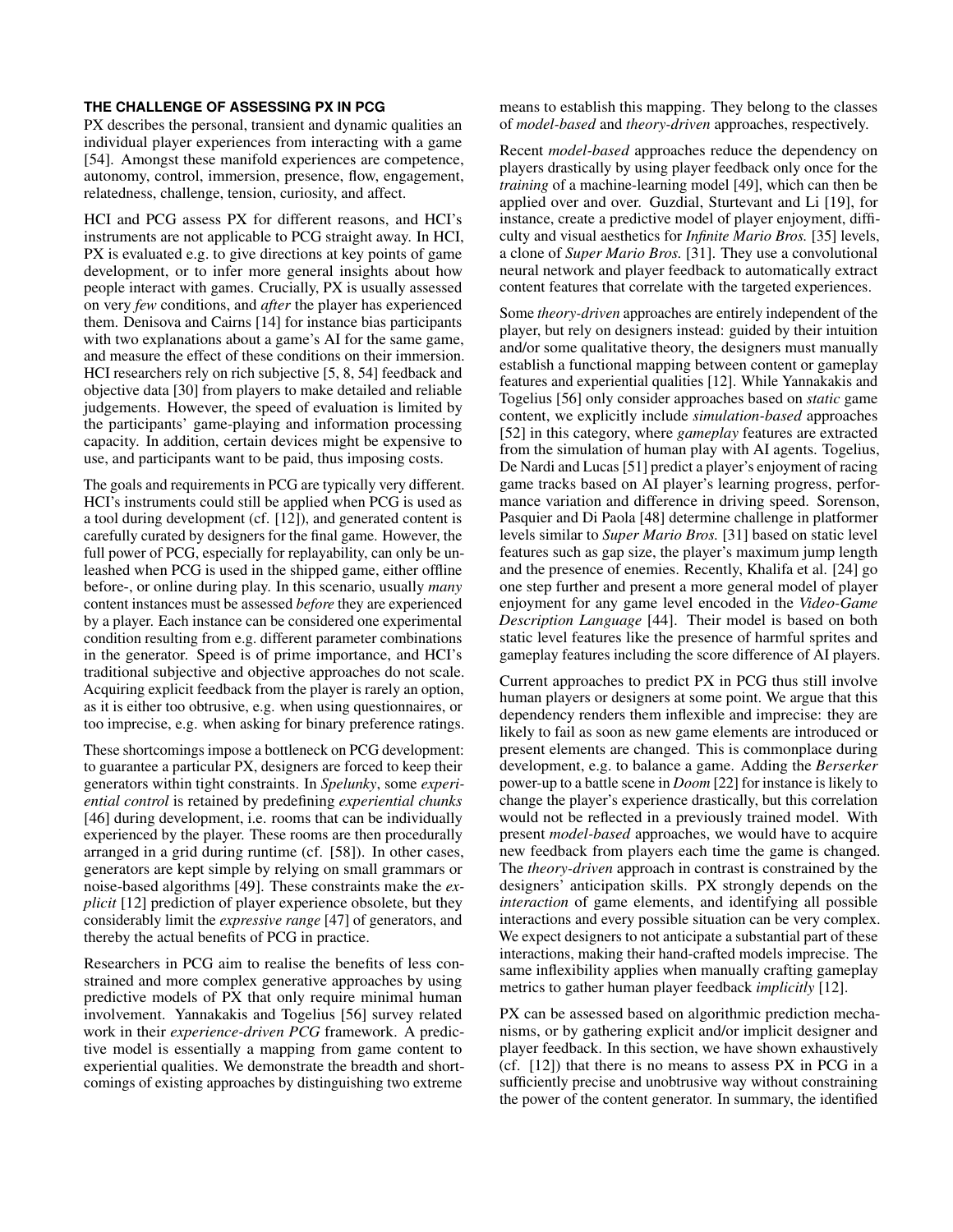## THE CHALLENGE OF ASSESSING PX IN PCG

PX describes the personal, transient and dynamic qualities an individual player experiences from interacting with a game [54]. Amongst these manifold experiences are competence, autonomy, control, immersion, presence, flow, engagement, relatedness, challenge, tension, curiosity, and affect.

HCI and PCG assess PX for different reasons, and HCI's instruments are not applicable to PCG straight away. In HCI, PX is evaluated e.g. to give directions at key points of game development, or to infer more general insights about how people interact with games. Crucially, PX is usually assessed on very *few* conditions, and *after* the player has experienced them. Denisova and Cairns [14] for instance bias participants with two explanations about a game's AI for the same game, and measure the effect of these conditions on their immersion. HCI researchers rely on rich subjective [5, 8, 54] feedback and objective data [30] from players to make detailed and reliable judgements. However, the speed of evaluation is limited by the participants' game-playing and information processing capacity. In addition, certain devices might be expensive to use, and participants want to be paid, thus imposing costs.

The goals and requirements in PCG are typically very different. HCI's instruments could still be applied when PCG is used as a tool during development (cf. [12]), and generated content is carefully curated by designers for the final game. However, the full power of PCG, especially for replayability, can only be unleashed when PCG is used in the shipped game, either offline before-, or online during play. In this scenario, usually *many* content instances must be assessed *before* they are experienced by a player. Each instance can be considered one experimental condition resulting from e.g. different parameter combinations in the generator. Speed is of prime importance, and HCI's traditional subjective and objective approaches do not scale. Acquiring explicit feedback from the player is rarely an option, as it is either too obtrusive, e.g. when using questionnaires, or too imprecise, e.g. when asking for binary preference ratings.

These shortcomings impose a bottleneck on PCG development: to guarantee a particular PX, designers are forced to keep their generators within tight constraints. In *Spelunky*, some *experiential control* is retained by predefining *experiential chunks* [46] during development, i.e. rooms that can be individually experienced by the player. These rooms are then procedurally arranged in a grid during runtime (cf. [58]). In other cases, generators are kept simple by relying on small grammars or noise-based algorithms [49]. These constraints make the *explicit* [12] prediction of player experience obsolete, but they considerably limit the *expressive range* [47] of generators, and thereby the actual benefits of PCG in practice.

Researchers in PCG aim to realise the benefits of less constrained and more complex generative approaches by using predictive models of PX that only require minimal human involvement. Yannakakis and Togelius [56] survey related work in their *experience-driven PCG* framework. A predictive model is essentially a mapping from game content to experiential qualities. We demonstrate the breadth and shortcomings of existing approaches by distinguishing two extreme means to establish this mapping. They belong to the classes of *model-based* and *theory-driven* approaches, respectively.

Recent *model-based* approaches reduce the dependency on players drastically by using player feedback only once for the *training* of a machine-learning model [49], which can then be applied over and over. Guzdial, Sturtevant and Li [19], for instance, create a predictive model of player enjoyment, difficulty and visual aesthetics for *Infinite Mario Bros.* [35] levels, a clone of *Super Mario Bros.* [31]. They use a convolutional neural network and player feedback to automatically extract content features that correlate with the targeted experiences.

Some *theory-driven* approaches are entirely independent of the player, but rely on designers instead: guided by their intuition and/or some qualitative theory, the designers must manually establish a functional mapping between content or gameplay features and experiential qualities [12]. While Yannakakis and Togelius [56] only consider approaches based on *static* game content, we explicitly include *simulation-based* approaches [52] in this category, where *gameplay* features are extracted from the simulation of human play with AI agents. Togelius, De Nardi and Lucas [51] predict a player's enjoyment of racing game tracks based on AI player's learning progress, performance variation and difference in driving speed. Sorenson, Pasquier and Di Paola [48] determine challenge in platformer levels similar to *Super Mario Bros.* [31] based on static level features such as gap size, the player's maximum jump length and the presence of enemies. Recently, Khalifa et al. [24] go one step further and present a more general model of player enjoyment for any game level encoded in the *Video-Game Description Language* [44]. Their model is based on both static level features like the presence of harmful sprites and gameplay features including the score difference of AI players.

Current approaches to predict PX in PCG thus still involve human players or designers at some point. We argue that this dependency renders them inflexible and imprecise: they are likely to fail as soon as new game elements are introduced or present elements are changed. This is commonplace during development, e.g. to balance a game. Adding the *Berserker* power-up to a battle scene in *Doom* [22] for instance is likely to change the player's experience drastically, but this correlation would not be reflected in a previously trained model. With present *model-based* approaches, we would have to acquire new feedback from players each time the game is changed. The *theory-driven* approach in contrast is constrained by the designers' anticipation skills. PX strongly depends on the *interaction* of game elements, and identifying all possible interactions and every possible situation can be very complex. We expect designers to not anticipate a substantial part of these interactions, making their hand-crafted models imprecise. The same inflexibility applies when manually crafting gameplay metrics to gather human player feedback *implicitly* [12].

PX can be assessed based on algorithmic prediction mechanisms, or by gathering explicit and/or implicit designer and player feedback. In this section, we have shown exhaustively (cf. [12]) that there is no means to assess PX in PCG in a sufficiently precise and unobtrusive way without constraining the power of the content generator. In summary, the identified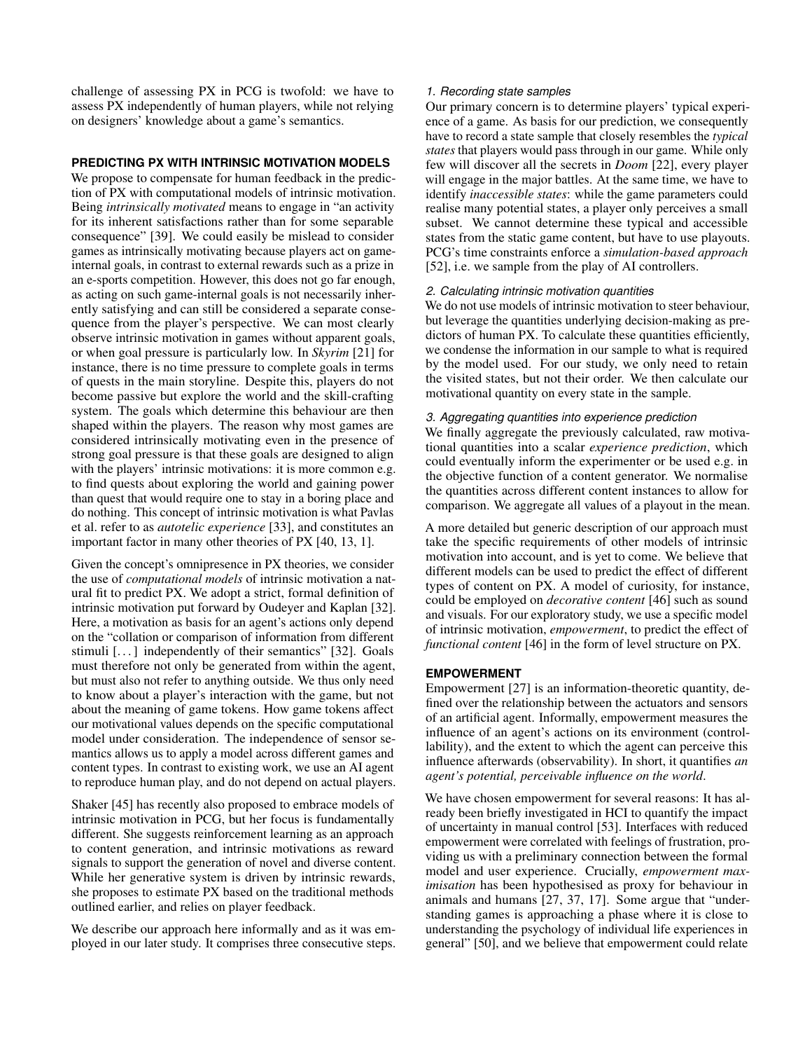challenge of assessing PX in PCG is twofold: we have to assess PX independently of human players, while not relying on designers' knowledge about a game's semantics.

## PREDICTING PX WITH INTRINSIC MOTIVATION MODELS

We propose to compensate for human feedback in the prediction of PX with computational models of intrinsic motivation. Being *intrinsically motivated* means to engage in "an activity for its inherent satisfactions rather than for some separable consequence" [39]. We could easily be mislead to consider games as intrinsically motivating because players act on game-internal goals, in contrast to external rewards such as a prize in an e-sports competition. However, this does not go far enough, as acting on such game-internal goals is not necessarily inherently satisfying and can still be considered a separate consequence from the player's perspective. We can most clearly observe intrinsic motivation in games without apparent goals, or when goal pressure is particularly low. In *Skyrim* [21] for instance, there is no time pressure to complete goals in terms of quests in the main storyline. Despite this, players do not become passive but explore the world and the skill-crafting system. The goals which determine this behaviour are then shaped within the players. The reason why most games are considered intrinsically motivating even in the presence of strong goal pressure is that these goals are designed to align with the players' intrinsic motivations: it is more common e.g. to find quests about exploring the world and gaining power than quest that would require one to stay in a boring place and do nothing. This concept of intrinsic motivation is what Pavlas et al. refer to as *autotelic experience* [33], and constitutes an important factor in many other theories of PX [40, 13, 1].

Given the concept's omnipresence in PX theories, we consider the use of *computational models* of intrinsic motivation a natural fit to predict PX. We adopt a strict, formal definition of intrinsic motivation put forward by Oudeyer and Kaplan [32]. Here, a motivation as basis for an agent's actions only depend on the "collation or comparison of information from different stimuli [...] independently of their semantics" [32]. Goals must therefore not only be generated from within the agent, but must also not refer to anything outside. We thus only need to know about a player's interaction with the game, but not about the meaning of game tokens. How game tokens affect our motivational values depends on the specific computational model under consideration. The independence of sensor semantics allows us to apply a model across different games and content types. In contrast to existing work, we use an AI agent to reproduce human play, and do not depend on actual players.

Shaker [45] has recently also proposed to embrace models of intrinsic motivation in PCG, but her focus is fundamentally different. She suggests reinforcement learning as an approach to content generation, and intrinsic motivations as reward signals to support the generation of novel and diverse content. While her generative system is driven by intrinsic rewards, she proposes to estimate PX based on the traditional methods outlined earlier, and relies on player feedback.

We describe our approach here informally and as it was employed in our later study. It comprises three consecutive steps.

### *1. Recording state samples*

Our primary concern is to determine players' typical experience of a game. As basis for our prediction, we consequently have to record a state sample that closely resembles the *typical states* that players would pass through in our game. While only few will discover all the secrets in *Doom* [22], every player will engage in the major battles. At the same time, we have to identify *inaccessible states*: while the game parameters could realise many potential states, a player only perceives a small subset. We cannot determine these typical and accessible states from the static game content, but have to use playouts. PCG's time constraints enforce a *simulation-based approach* [52], i.e. we sample from the play of AI controllers.

### *2. Calculating intrinsic motivation quantities*

We do not use models of intrinsic motivation to steer behaviour, but leverage the quantities underlying decision-making as predictors of human PX. To calculate these quantities efficiently, we condense the information in our sample to what is required by the model used. For our study, we only need to retain the visited states, but not their order. We then calculate our motivational quantity on every state in the sample.

### *3. Aggregating quantities into experience prediction*

We finally aggregate the previously calculated, raw motivational quantities into a scalar *experience prediction*, which could eventually inform the experimenter or be used e.g. in the objective function of a content generator. We normalise the quantities across different content instances to allow for comparison. We aggregate all values of a playout in the mean.

A more detailed but generic description of our approach must take the specific requirements of other models of intrinsic motivation into account, and is yet to come. We believe that different models can be used to predict the effect of different types of content on PX. A model of curiosity, for instance, could be employed on *decorative content* [46] such as sound and visuals. For our exploratory study, we use a specific model of intrinsic motivation, *empowerment*, to predict the effect of *functional content* [46] in the form of level structure on PX.

## EMPOWERMENT

Empowerment [27] is an information-theoretic quantity, defined over the relationship between the actuators and sensors of an artificial agent. Informally, empowerment measures the influence of an agent's actions on its environment (controllability), and the extent to which the agent can perceive this influence afterwards (observability). In short, it quantifies *an agent's potential, perceivable influence on the world*.

We have chosen empowerment for several reasons: It has already been briefly investigated in HCI to quantify the impact of uncertainty in manual control [53]. Interfaces with reduced empowerment were correlated with feelings of frustration, providing us with a preliminary connection between the formal model and user experience. Crucially, *empowerment maximisation* has been hypothesised as proxy for behaviour in animals and humans [27, 37, 17]. Some argue that "understanding games is approaching a phase where it is close to understanding the psychology of individual life experiences in general" [50], and we believe that empowerment could relate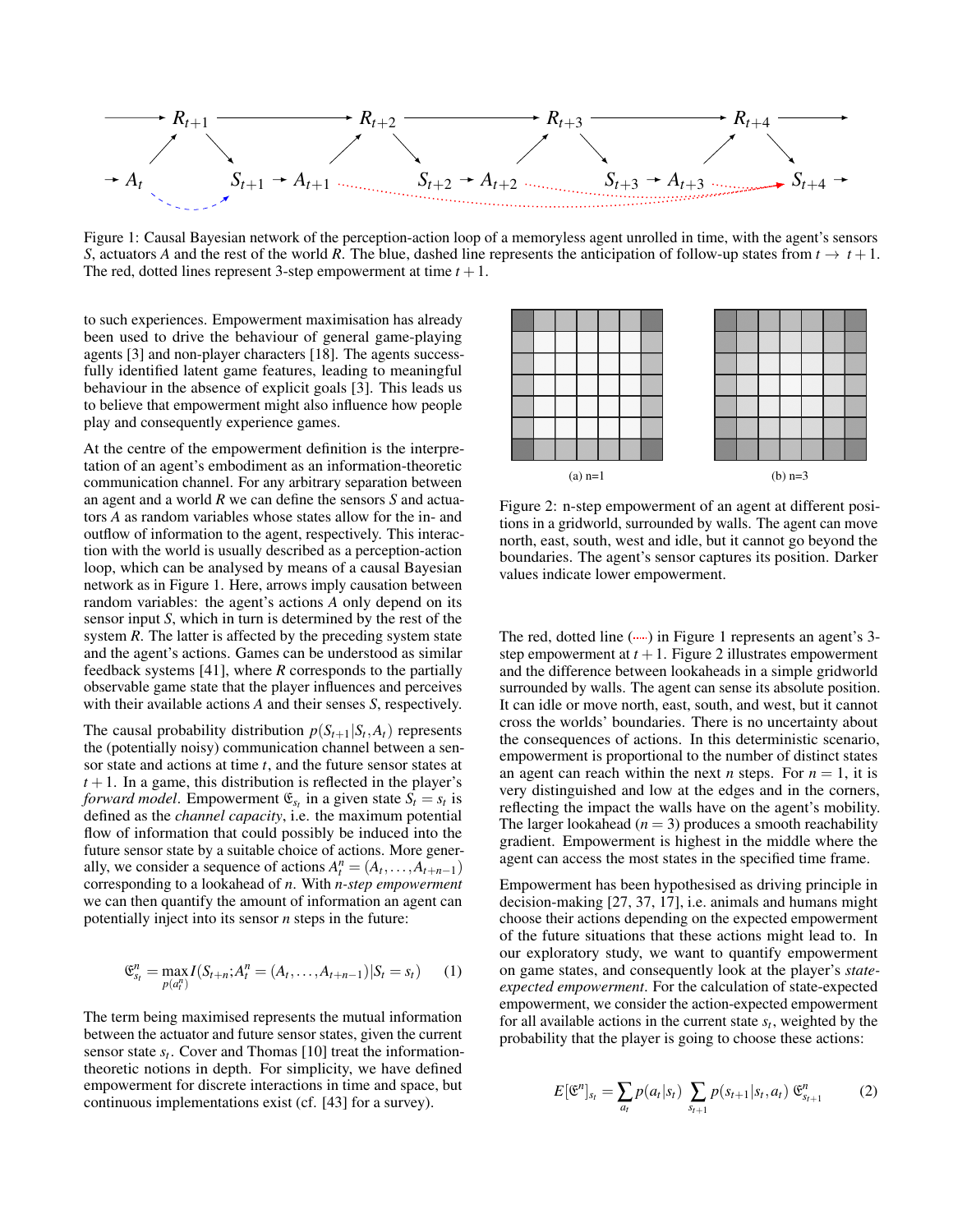Figure 1: Causal Bayesian network of the perception-action loop of a memoryless agent unrolled in time, with the agent's sensors $S$, actuators $A$ and the rest of the world $R$. The blue, dashed line represents the anticipation of follow-up states from $t \to t+1$. The red, dotted lines represent 3-step empowerment at time $t+1$.

to such experiences. Empowerment maximisation has already been used to drive the behaviour of general game-playing agents [3] and non-player characters [18]. The agents successfully identified latent game features, leading to meaningful behaviour in the absence of explicit goals [3]. This leads us to believe that empowerment might also influence how people play and consequently experience games.

At the centre of the empowerment definition is the interpretation of an agent's embodiment as an information-theoretic communication channel. For any arbitrary separation between an agent and a world $R$ we can define the sensors $S$ and actuators $A$ as random variables whose states allow for the in- and outflow of information to the agent, respectively. This interaction with the world is usually described as a perception-action loop, which can be analysed by means of a causal Bayesian network as in Figure 1. Here, arrows imply causation between random variables: the agent's actions $A$ only depend on its sensor input $S$, which in turn is determined by the rest of the system $R$. The latter is affected by the preceding system state and the agent's actions. Games can be understood as similar feedback systems [41], where $R$ corresponds to the partially observable game state that the player influences and perceives with their available actions $A$ and their senses $S$, respectively.

The causal probability distribution $p(S_{t+1}|S_t, A_t)$ represents the (potentially noisy) communication channel between a sensor state and actions at time $t$, and the future sensor states at $t+1$. In a game, this distribution is reflected in the player's *forward model*. Empowerment $\mathfrak{E}_{s_t}$ in a given state $S_t = s_t$ is defined as the *channel capacity*, i.e. the maximum potential flow of information that could possibly be induced into the future sensor state by a suitable choice of actions. More generally, we consider a sequence of actions $A_t^n = (A_t, \ldots, A_{t+n-1})$ corresponding to a lookahead of $n$. With *n-step empowerment* we can then quantify the amount of information an agent can potentially inject into its sensor $n$ steps in the future:

$$\mathfrak{E}_{s_t}^n = \max_{p(a_t^n)} I(S_{t+n}; A_t^n = (A_t, \ldots, A_{t+n-1}) | S_t = s_t) \qquad (1)$$

The term being maximised represents the mutual information between the actuator and future sensor states, given the current sensor state $s_t$. Cover and Thomas [10] treat the information-theoretic notions in depth. For simplicity, we have defined empowerment for discrete interactions in time and space, but continuous implementations exist (cf. [43] for a survey).

(a) n=1

(b) n=3

Figure 2: n-step empowerment of an agent at different positions in a gridworld, surrounded by walls. The agent can move north, east, south, west and idle, but it cannot go beyond the boundaries. The agent's sensor captures its position. Darker values indicate lower empowerment.

The red, dotted line (·····) in Figure 1 represents an agent's 3-step empowerment at $t+1$. Figure 2 illustrates empowerment and the difference between lookaheads in a simple gridworld surrounded by walls. The agent can sense its absolute position. It can idle or move north, east, south, and west, but it cannot cross the worlds' boundaries. There is no uncertainty about the consequences of actions. In this deterministic scenario, empowerment is proportional to the number of distinct states an agent can reach within the next $n$ steps. For $n = 1$, it is very distinguished and low at the edges and in the corners, reflecting the impact the walls have on the agent's mobility. The larger lookahead ($n = 3$) produces a smooth reachability gradient. Empowerment is highest in the middle where the agent can access the most states in the specified time frame.

Empowerment has been hypothesised as driving principle in decision-making [27, 37, 17], i.e. animals and humans might choose their actions depending on the expected empowerment of the future situations that these actions might lead to. In our exploratory study, we want to quantify empowerment on game states, and consequently look at the player's *state-expected empowerment*. For the calculation of state-expected empowerment, we consider the action-expected empowerment for all available actions in the current state $s_t$, weighted by the probability that the player is going to choose these actions:

$$E[\mathfrak{E}^n]_{s_t} = \sum_{a_t} p(a_t|s_t) \sum_{s_{t+1}} p(s_{t+1}|s_t, a_t)\, \mathfrak{E}_{s_{t+1}}^n \qquad (2)$$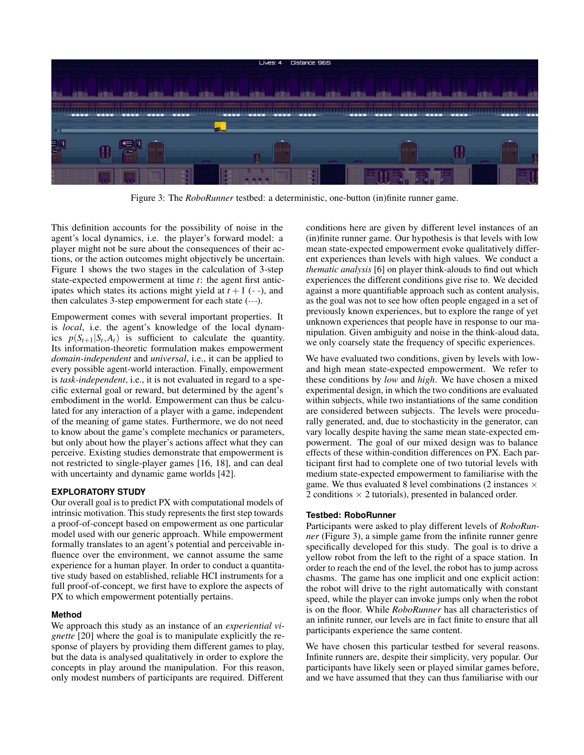Figure 3: The *RoboRunner* testbed: a deterministic, one-button (in)finite runner game.

This definition accounts for the possibility of noise in the agent's local dynamics, i.e. the player's forward model: a player might not be sure about the consequences of their actions, or the action outcomes might objectively be uncertain. Figure 1 shows the two stages in the calculation of 3-step state-expected empowerment at time $t$: the agent first anticipates which states its actions might yield at $t+1$ (- -), and then calculates 3-step empowerment for each state (····).

Empowerment comes with several important properties. It is *local*, i.e. the agent's knowledge of the local dynamics $p(S_{t+1}|S_t, A_t)$ is sufficient to calculate the quantity. Its information-theoretic formulation makes empowerment *domain-independent* and *universal*, i.e., it can be applied to every possible agent-world interaction. Finally, empowerment is *task-independent*, i.e., it is not evaluated in regard to a specific external goal or reward, but determined by the agent's embodiment in the world. Empowerment can thus be calculated for any interaction of a player with a game, independent of the meaning of game states. Furthermore, we do not need to know about the game's complete mechanics or parameters, but only about how the player's actions affect what they can perceive. Existing studies demonstrate that empowerment is not restricted to single-player games [16, 18], and can deal with uncertainty and dynamic game worlds [42].

## EXPLORATORY STUDY

Our overall goal is to predict PX with computational models of intrinsic motivation. This study represents the first step towards a proof-of-concept based on empowerment as one particular model used with our generic approach. While empowerment formally translates to an agent's potential and perceivable influence over the environment, we cannot assume the same experience for a human player. In order to conduct a quantitative study based on established, reliable HCI instruments for a full proof-of-concept, we first have to explore the aspects of PX to which empowerment potentially pertains.

### Method

We approach this study as an instance of an *experiential vignette* [20] where the goal is to manipulate explicitly the response of players by providing them different games to play, but the data is analysed qualitatively in order to explore the concepts in play around the manipulation. For this reason, only modest numbers of participants are required. Different conditions here are given by different level instances of an (in)finite runner game. Our hypothesis is that levels with low mean state-expected empowerment evoke qualitatively different experiences than levels with high values. We conduct a *thematic analysis* [6] on player think-alouds to find out which experiences the different conditions give rise to. We decided against a more quantifiable approach such as content analysis, as the goal was not to see how often people engaged in a set of previously known experiences, but to explore the range of yet unknown experiences that people have in response to our manipulation. Given ambiguity and noise in the think-aloud data, we only coarsely state the frequency of specific experiences.

We have evaluated two conditions, given by levels with low- and high mean state-expected empowerment. We refer to these conditions by *low* and *high*. We have chosen a mixed experimental design, in which the two conditions are evaluated within subjects, while two instantiations of the same condition are considered between subjects. The levels were procedurally generated, and, due to stochasticity in the generator, can vary locally despite having the same mean state-expected empowerment. The goal of our mixed design was to balance effects of these within-condition differences on PX. Each participant first had to complete one of two tutorial levels with medium state-expected empowerment to familiarise with the game. We thus evaluated 8 level combinations (2 instances $\times$ 2 conditions $\times$ 2 tutorials), presented in balanced order.

### Testbed: RoboRunner

Participants were asked to play different levels of *RoboRunner* (Figure 3), a simple game from the infinite runner genre specifically developed for this study. The goal is to drive a yellow robot from the left to the right of a space station. In order to reach the end of the level, the robot has to jump across chasms. The game has one implicit and one explicit action: the robot will drive to the right automatically with constant speed, while the player can invoke jumps only when the robot is on the floor. While *RoboRunner* has all characteristics of an infinite runner, our levels are in fact finite to ensure that all participants experience the same content.

We have chosen this particular testbed for several reasons. Infinite runners are, despite their simplicity, very popular. Our participants have likely seen or played similar games before, and we have assumed that they can thus familiarise with our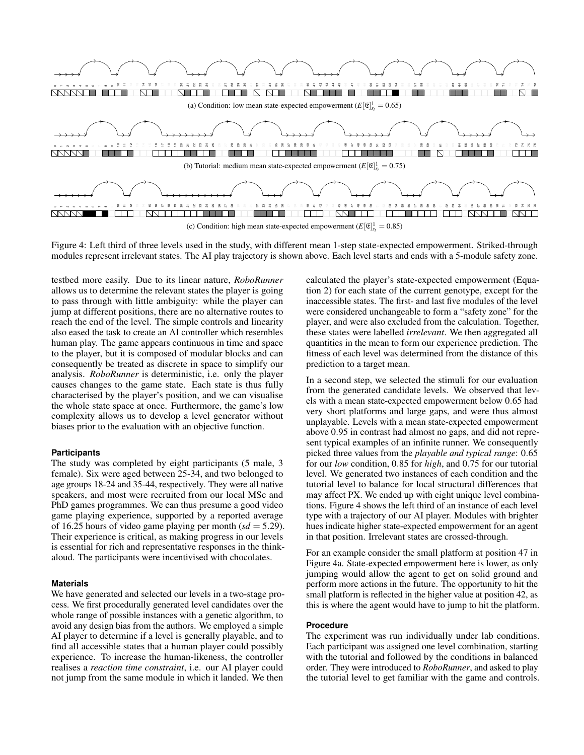(a) Condition: low mean state-expected empowerment ($E[\mathfrak{E}]^1_{s_t} = 0.65$)

(b) Tutorial: medium mean state-expected empowerment ($E[\mathfrak{E}]^1_{s_t} = 0.75$)

(c) Condition: high mean state-expected empowerment ($E[\mathfrak{E}]^1_{s_t} = 0.85$)

Figure 4: Left third of three levels used in the study, with different mean 1-step state-expected empowerment. Striked-through modules represent irrelevant states. The AI play trajectory is shown above. Each level starts and ends with a 5-module safety zone.

testbed more easily. Due to its linear nature, *RoboRunner* allows us to determine the relevant states the player is going to pass through with little ambiguity: while the player can jump at different positions, there are no alternative routes to reach the end of the level. The simple controls and linearity also eased the task to create an AI controller which resembles human play. The game appears continuous in time and space to the player, but it is composed of modular blocks and can consequently be treated as discrete in space to simplify our analysis. *RoboRunner* is deterministic, i.e. only the player causes changes to the game state. Each state is thus fully characterised by the player's position, and we can visualise the whole state space at once. Furthermore, the game's low complexity allows us to develop a level generator without biases prior to the evaluation with an objective function.

#### Participants

The study was completed by eight participants (5 male, 3 female). Six were aged between 25-34, and two belonged to age groups 18-24 and 35-44, respectively. They were all native speakers, and most were recruited from our local MSc and PhD games programmes. We can thus presume a good video game playing experience, supported by a reported average of 16.25 hours of video game playing per month ($sd = 5.29$). Their experience is critical, as making progress in our levels is essential for rich and representative responses in the think-aloud. The participants were incentivised with chocolates.

#### Materials

We have generated and selected our levels in a two-stage process. We first procedurally generated level candidates over the whole range of possible instances with a genetic algorithm, to avoid any design bias from the authors. We employed a simple AI player to determine if a level is generally playable, and to find all accessible states that a human player could possibly experience. To increase the human-likeness, the controller realises a *reaction time constraint*, i.e. our AI player could not jump from the same module in which it landed. We then calculated the player's state-expected empowerment (Equation 2) for each state of the current genotype, except for the inaccessible states. The first- and last five modules of the level were considered unchangeable to form a "safety zone" for the player, and were also excluded from the calculation. Together, these states were labelled *irrelevant*. We then aggregated all quantities in the mean to form our experience prediction. The fitness of each level was determined from the distance of this prediction to a target mean.

In a second step, we selected the stimuli for our evaluation from the generated candidate levels. We observed that levels with a mean state-expected empowerment below 0.65 had very short platforms and large gaps, and were thus almost unplayable. Levels with a mean state-expected empowerment above 0.95 in contrast had almost no gaps, and did not represent typical examples of an infinite runner. We consequently picked three values from the *playable and typical range*: 0.65 for our *low* condition, 0.85 for *high*, and 0.75 for our tutorial level. We generated two instances of each condition and the tutorial level to balance for local structural differences that may affect PX. We ended up with eight unique level combinations. Figure 4 shows the left third of an instance of each level type with a trajectory of our AI player. Modules with brighter hues indicate higher state-expected empowerment for an agent in that position. Irrelevant states are crossed-through.

For an example consider the small platform at position 47 in Figure 4a. State-expected empowerment here is lower, as only jumping would allow the agent to get on solid ground and perform more actions in the future. The opportunity to hit the small platform is reflected in the higher value at position 42, as this is where the agent would have to jump to hit the platform.

#### Procedure

The experiment was run individually under lab conditions. Each participant was assigned one level combination, starting with the tutorial and followed by the conditions in balanced order. They were introduced to *RoboRunner*, and asked to play the tutorial level to get familiar with the game and controls.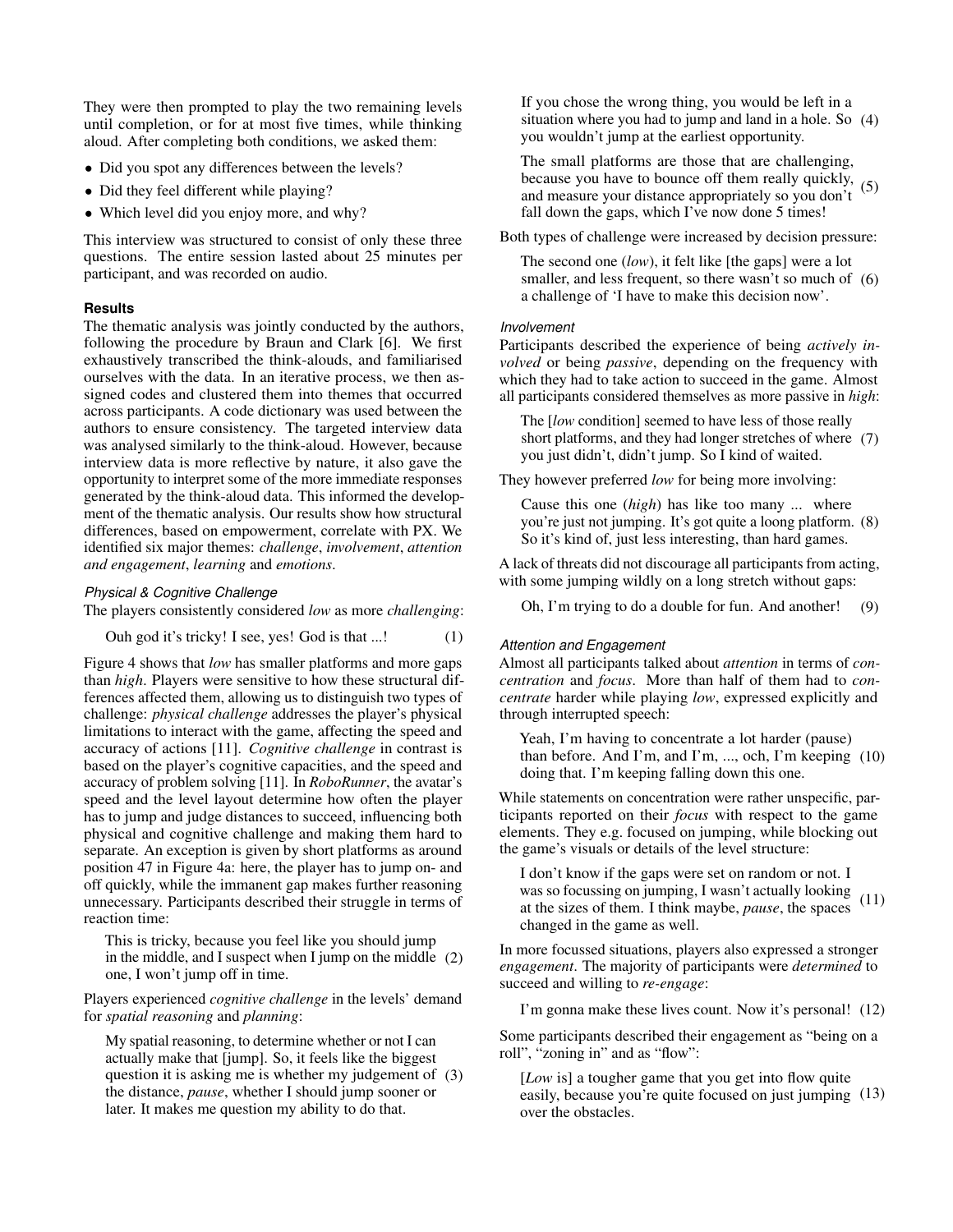They were then prompted to play the two remaining levels until completion, or for at most five times, while thinking aloud. After completing both conditions, we asked them:

- Did you spot any differences between the levels?
- Did they feel different while playing?
- Which level did you enjoy more, and why?

This interview was structured to consist of only these three questions. The entire session lasted about 25 minutes per participant, and was recorded on audio.

### Results

The thematic analysis was jointly conducted by the authors, following the procedure by Braun and Clark [6]. We first exhaustively transcribed the think-alouds, and familiarised ourselves with the data. In an iterative process, we then assigned codes and clustered them into themes that occurred across participants. A code dictionary was used between the authors to ensure consistency. The targeted interview data was analysed similarly to the think-aloud. However, because interview data is more reflective by nature, it also gave the opportunity to interpret some of the more immediate responses generated by the think-aloud data. This informed the development of the thematic analysis. Our results show how structural differences, based on empowerment, correlate with PX. We identified six major themes: *challenge*, *involvement*, *attention and engagement*, *learning* and *emotions*.

#### *Physical & Cognitive Challenge*

The players consistently considered *low* as more *challenging*:

> Ouh god it's tricky! I see, yes! God is that ...! (1)

Figure 4 shows that *low* has smaller platforms and more gaps than *high*. Players were sensitive to how these structural differences affected them, allowing us to distinguish two types of challenge: *physical challenge* addresses the player's physical limitations to interact with the game, affecting the speed and accuracy of actions [11]. *Cognitive challenge* in contrast is based on the player's cognitive capacities, and the speed and accuracy of problem solving [11]. In *RoboRunner*, the avatar's speed and the level layout determine how often the player has to jump and judge distances to succeed, influencing both physical and cognitive challenge and making them hard to separate. An exception is given by short platforms as around position 47 in Figure 4a: here, the player has to jump on- and off quickly, while the immanent gap makes further reasoning unnecessary. Participants described their struggle in terms of reaction time:

> This is tricky, because you feel like you should jump in the middle, and I suspect when I jump on the middle one, I won't jump off in time. (2)

Players experienced *cognitive challenge* in the levels' demand for *spatial reasoning* and *planning*:

> My spatial reasoning, to determine whether or not I can actually make that [jump]. So, it feels like the biggest question it is asking me is whether my judgement of the distance, *pause*, whether I should jump sooner or later. It makes me question my ability to do that. (3)

> If you chose the wrong thing, you would be left in a situation where you had to jump and land in a hole. So you wouldn't jump at the earliest opportunity. (4)

> The small platforms are those that are challenging, because you have to bounce off them really quickly, and measure your distance appropriately so you don't fall down the gaps, which I've now done 5 times! (5)

Both types of challenge were increased by decision pressure:

> The second one (*low*), it felt like [the gaps] were a lot smaller, and less frequent, so there wasn't so much of a challenge of 'I have to make this decision now'. (6)

#### *Involvement*

Participants described the experience of being *actively involved* or being *passive*, depending on the frequency with which they had to take action to succeed in the game. Almost all participants considered themselves as more passive in *high*:

> The [*low* condition] seemed to have less of those really short platforms, and they had longer stretches of where you just didn't, didn't jump. So I kind of waited. (7)

They however preferred *low* for being more involving:

> Cause this one (*high*) has like too many ... where you're just not jumping. It's got quite a loong platform. So it's kind of, just less interesting, than hard games. (8)

A lack of threats did not discourage all participants from acting, with some jumping wildly on a long stretch without gaps:

> Oh, I'm trying to do a double for fun. And another! (9)

#### *Attention and Engagement*

Almost all participants talked about *attention* in terms of *concentration* and *focus*. More than half of them had to *concentrate* harder while playing *low*, expressed explicitly and through interrupted speech:

> Yeah, I'm having to concentrate a lot harder (pause) than before. And I'm, and I'm, ..., och, I'm keeping doing that. I'm keeping falling down this one. (10)

While statements on concentration were rather unspecific, participants reported on their *focus* with respect to the game elements. They e.g. focused on jumping, while blocking out the game's visuals or details of the level structure:

> I don't know if the gaps were set on random or not. I was so focussing on jumping, I wasn't actually looking at the sizes of them. I think maybe, *pause*, the spaces changed in the game as well. (11)

In more focussed situations, players also expressed a stronger *engagement*. The majority of participants were *determined* to succeed and willing to *re-engage*:

> I'm gonna make these lives count. Now it's personal! (12)

Some participants described their engagement as "being on a roll", "zoning in" and as "flow":

> [*Low* is] a tougher game that you get into flow quite easily, because you're quite focused on just jumping over the obstacles. (13)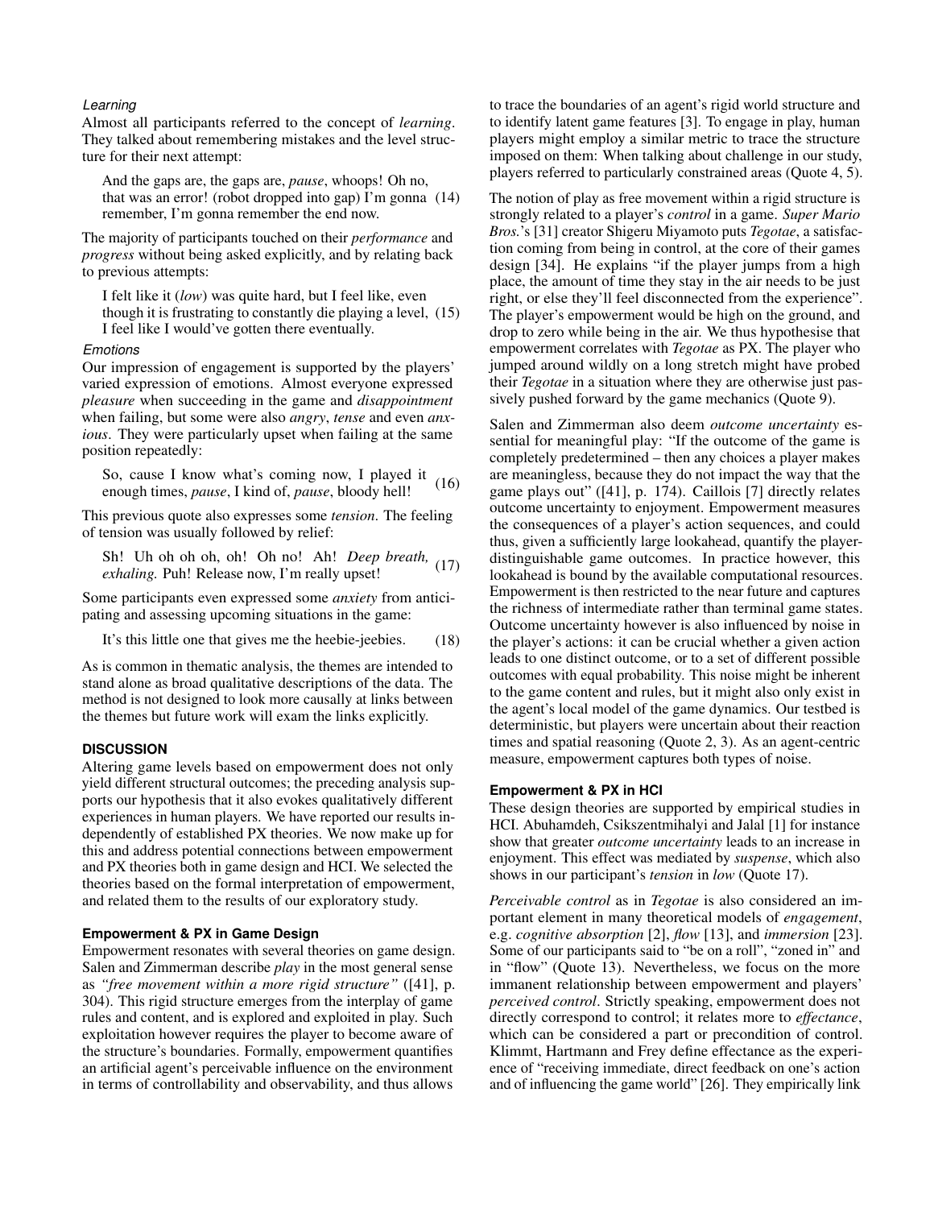#### *Learning*

Almost all participants referred to the concept of *learning*. They talked about remembering mistakes and the level structure for their next attempt:

> And the gaps are, the gaps are, *pause*, whoops! Oh no, that was an error! (robot dropped into gap) I'm gonna remember, I'm gonna remember the end now. (14)

The majority of participants touched on their *performance* and *progress* without being asked explicitly, and by relating back to previous attempts:

> I felt like it (*low*) was quite hard, but I feel like, even though it is frustrating to constantly die playing a level, I feel like I would've gotten there eventually. (15)

#### *Emotions*

Our impression of engagement is supported by the players' varied expression of emotions. Almost everyone expressed *pleasure* when succeeding in the game and *disappointment* when failing, but some were also *angry*, *tense* and even *anxious*. They were particularly upset when failing at the same position repeatedly:

> So, cause I know what's coming now, I played it enough times, *pause*, I kind of, *pause*, bloody hell! (16)

This previous quote also expresses some *tension*. The feeling of tension was usually followed by relief:

> Sh! Uh oh oh oh, oh! Oh no! Ah! *Deep breath, exhaling.* Puh! Release now, I'm really upset! (17)

Some participants even expressed some *anxiety* from anticipating and assessing upcoming situations in the game:

> It's this little one that gives me the heebie-jeebies. (18)

As is common in thematic analysis, the themes are intended to stand alone as broad qualitative descriptions of the data. The method is not designed to look more causally at links between the themes but future work will exam the links explicitly.

## DISCUSSION

Altering game levels based on empowerment does not only yield different structural outcomes; the preceding analysis supports our hypothesis that it also evokes qualitatively different experiences in human players. We have reported our results independently of established PX theories. We now make up for this and address potential connections between empowerment and PX theories both in game design and HCI. We selected the theories based on the formal interpretation of empowerment, and related them to the results of our exploratory study.

### Empowerment & PX in Game Design

Empowerment resonates with several theories on game design. Salen and Zimmerman describe *play* in the most general sense as *"free movement within a more rigid structure"* ([41], p. 304). This rigid structure emerges from the interplay of game rules and content, and is explored and exploited in play. Such exploitation however requires the player to become aware of the structure's boundaries. Formally, empowerment quantifies an artificial agent's perceivable influence on the environment in terms of controllability and observability, and thus allows to trace the boundaries of an agent's rigid world structure and to identify latent game features [3]. To engage in play, human players might employ a similar metric to trace the structure imposed on them: When talking about challenge in our study, players referred to particularly constrained areas (Quote 4, 5).

The notion of play as free movement within a rigid structure is strongly related to a player's *control* in a game. *Super Mario Bros.*'s [31] creator Shigeru Miyamoto puts *Tegotae*, a satisfaction coming from being in control, at the core of their games design [34]. He explains "if the player jumps from a high place, the amount of time they stay in the air needs to be just right, or else they'll feel disconnected from the experience". The player's empowerment would be high on the ground, and drop to zero while being in the air. We thus hypothesise that empowerment correlates with *Tegotae* as PX. The player who jumped around wildly on a long stretch might have probed their *Tegotae* in a situation where they are otherwise just passively pushed forward by the game mechanics (Quote 9).

Salen and Zimmerman also deem *outcome uncertainty* essential for meaningful play: "If the outcome of the game is completely predetermined – then any choices a player makes are meaningless, because they do not impact the way that the game plays out" ([41], p. 174). Caillois [7] directly relates outcome uncertainty to enjoyment. Empowerment measures the consequences of a player's action sequences, and could thus, given a sufficiently large lookahead, quantify the player-distinguishable game outcomes. In practice however, this lookahead is bound by the available computational resources. Empowerment is then restricted to the near future and captures the richness of intermediate rather than terminal game states. Outcome uncertainty however is also influenced by noise in the player's actions: it can be crucial whether a given action leads to one distinct outcome, or to a set of different possible outcomes with equal probability. This noise might be inherent to the game content and rules, but it might also only exist in the agent's local model of the game dynamics. Our testbed is deterministic, but players were uncertain about their reaction times and spatial reasoning (Quote 2, 3). As an agent-centric measure, empowerment captures both types of noise.

### Empowerment & PX in HCI

These design theories are supported by empirical studies in HCI. Abuhamdeh, Csikszentmihalyi and Jalal [1] for instance show that greater *outcome uncertainty* leads to an increase in enjoyment. This effect was mediated by *suspense*, which also shows in our participant's *tension* in *low* (Quote 17).

*Perceivable control* as in *Tegotae* is also considered an important element in many theoretical models of *engagement*, e.g. *cognitive absorption* [2], *flow* [13], and *immersion* [23]. Some of our participants said to "be on a roll", "zoned in" and in "flow" (Quote 13). Nevertheless, we focus on the more immanent relationship between empowerment and players' *perceived control*. Strictly speaking, empowerment does not directly correspond to control; it relates more to *effectance*, which can be considered a part or precondition of control. Klimmt, Hartmann and Frey define effectance as the experience of "receiving immediate, direct feedback on one's action and of influencing the game world" [26]. They empirically link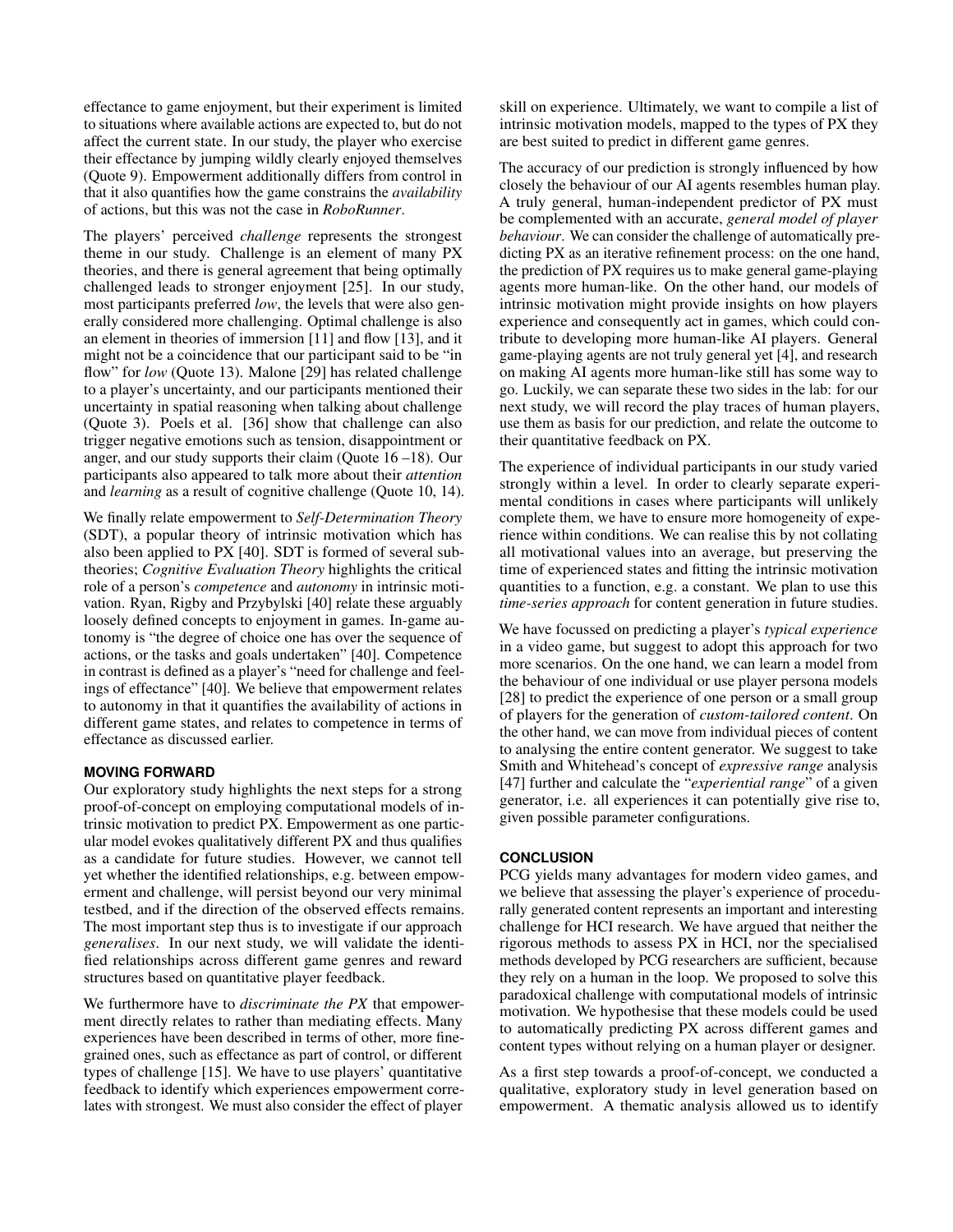effectance to game enjoyment, but their experiment is limited to situations where available actions are expected to, but do not affect the current state. In our study, the player who exercise their effectance by jumping wildly clearly enjoyed themselves (Quote 9). Empowerment additionally differs from control in that it also quantifies how the game constrains the *availability* of actions, but this was not the case in *RoboRunner*.

The players' perceived *challenge* represents the strongest theme in our study. Challenge is an element of many PX theories, and there is general agreement that being optimally challenged leads to stronger enjoyment [25]. In our study, most participants preferred *low*, the levels that were also generally considered more challenging. Optimal challenge is also an element in theories of immersion [11] and flow [13], and it might not be a coincidence that our participant said to be "in flow" for *low* (Quote 13). Malone [29] has related challenge to a player's uncertainty, and our participants mentioned their uncertainty in spatial reasoning when talking about challenge (Quote 3). Poels et al. [36] show that challenge can also trigger negative emotions such as tension, disappointment or anger, and our study supports their claim (Quote 16 –18). Our participants also appeared to talk more about their *attention* and *learning* as a result of cognitive challenge (Quote 10, 14).

We finally relate empowerment to *Self-Determination Theory* (SDT), a popular theory of intrinsic motivation which has also been applied to PX [40]. SDT is formed of several subtheories; *Cognitive Evaluation Theory* highlights the critical role of a person's *competence* and *autonomy* in intrinsic motivation. Ryan, Rigby and Przybylski [40] relate these arguably loosely defined concepts to enjoyment in games. In-game autonomy is "the degree of choice one has over the sequence of actions, or the tasks and goals undertaken" [40]. Competence in contrast is defined as a player's "need for challenge and feelings of effectance" [40]. We believe that empowerment relates to autonomy in that it quantifies the availability of actions in different game states, and relates to competence in terms of effectance as discussed earlier.

## MOVING FORWARD

Our exploratory study highlights the next steps for a strong proof-of-concept on employing computational models of intrinsic motivation to predict PX. Empowerment as one particular model evokes qualitatively different PX and thus qualifies as a candidate for future studies. However, we cannot tell yet whether the identified relationships, e.g. between empowerment and challenge, will persist beyond our very minimal testbed, and if the direction of the observed effects remains. The most important step thus is to investigate if our approach *generalises*. In our next study, we will validate the identified relationships across different game genres and reward structures based on quantitative player feedback.

We furthermore have to *discriminate the PX* that empowerment directly relates to rather than mediating effects. Many experiences have been described in terms of other, more fine-grained ones, such as effectance as part of control, or different types of challenge [15]. We have to use players' quantitative feedback to identify which experiences empowerment correlates with strongest. We must also consider the effect of player skill on experience. Ultimately, we want to compile a list of intrinsic motivation models, mapped to the types of PX they are best suited to predict in different game genres.

The accuracy of our prediction is strongly influenced by how closely the behaviour of our AI agents resembles human play. A truly general, human-independent predictor of PX must be complemented with an accurate, *general model of player behaviour*. We can consider the challenge of automatically predicting PX as an iterative refinement process: on the one hand, the prediction of PX requires us to make general game-playing agents more human-like. On the other hand, our models of intrinsic motivation might provide insights on how players experience and consequently act in games, which could contribute to developing more human-like AI players. General game-playing agents are not truly general yet [4], and research on making AI agents more human-like still has some way to go. Luckily, we can separate these two sides in the lab: for our next study, we will record the play traces of human players, use them as basis for our prediction, and relate the outcome to their quantitative feedback on PX.

The experience of individual participants in our study varied strongly within a level. In order to clearly separate experimental conditions in cases where participants will unlikely complete them, we have to ensure more homogeneity of experience within conditions. We can realise this by not collating all motivational values into an average, but preserving the time of experienced states and fitting the intrinsic motivation quantities to a function, e.g. a constant. We plan to use this *time-series approach* for content generation in future studies.

We have focussed on predicting a player's *typical experience* in a video game, but suggest to adopt this approach for two more scenarios. On the one hand, we can learn a model from the behaviour of one individual or use player persona models [28] to predict the experience of one person or a small group of players for the generation of *custom-tailored content*. On the other hand, we can move from individual pieces of content to analysing the entire content generator. We suggest to take Smith and Whitehead's concept of *expressive range* analysis [47] further and calculate the "*experiential range*" of a given generator, i.e. all experiences it can potentially give rise to, given possible parameter configurations.

## CONCLUSION

PCG yields many advantages for modern video games, and we believe that assessing the player's experience of procedurally generated content represents an important and interesting challenge for HCI research. We have argued that neither the rigorous methods to assess PX in HCI, nor the specialised methods developed by PCG researchers are sufficient, because they rely on a human in the loop. We proposed to solve this paradoxical challenge with computational models of intrinsic motivation. We hypothesise that these models could be used to automatically predicting PX across different games and content types without relying on a human player or designer.

As a first step towards a proof-of-concept, we conducted a qualitative, exploratory study in level generation based on empowerment. A thematic analysis allowed us to identify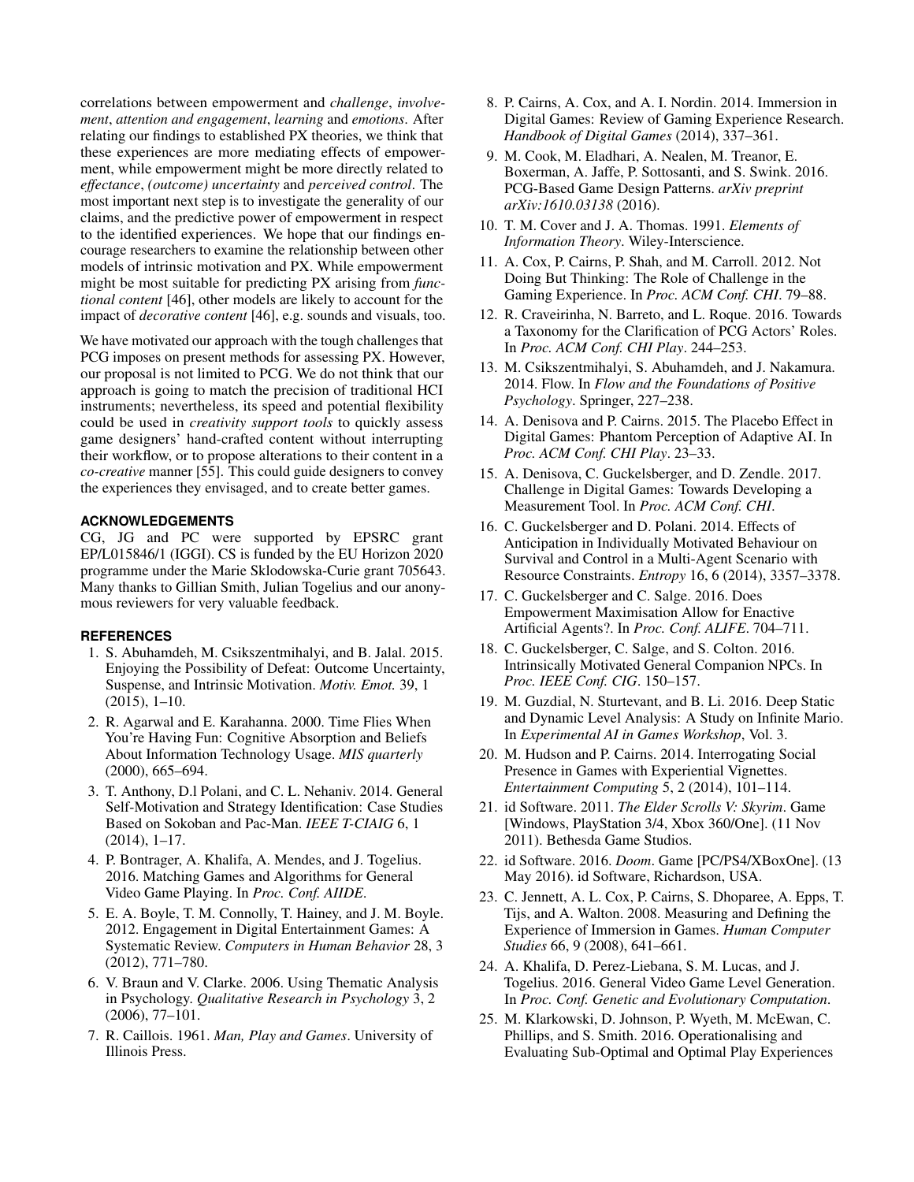correlations between empowerment and *challenge*, *involvement*, *attention and engagement*, *learning* and *emotions*. After relating our findings to established PX theories, we think that these experiences are more mediating effects of empowerment, while empowerment might be more directly related to *effectance*, *(outcome) uncertainty* and *perceived control*. The most important next step is to investigate the generality of our claims, and the predictive power of empowerment in respect to the identified experiences. We hope that our findings encourage researchers to examine the relationship between other models of intrinsic motivation and PX. While empowerment might be most suitable for predicting PX arising from *functional content* [46], other models are likely to account for the impact of *decorative content* [46], e.g. sounds and visuals, too.

We have motivated our approach with the tough challenges that PCG imposes on present methods for assessing PX. However, our proposal is not limited to PCG. We do not think that our approach is going to match the precision of traditional HCI instruments; nevertheless, its speed and potential flexibility could be used in *creativity support tools* to quickly assess game designers' hand-crafted content without interrupting their workflow, or to propose alterations to their content in a *co-creative* manner [55]. This could guide designers to convey the experiences they envisaged, and to create better games.

## ACKNOWLEDGEMENTS

CG, JG and PC were supported by EPSRC grant EP/L015846/1 (IGGI). CS is funded by the EU Horizon 2020 programme under the Marie Sklodowska-Curie grant 705643. Many thanks to Gillian Smith, Julian Togelius and our anonymous reviewers for very valuable feedback.

## REFERENCES

1. S. Abuhamdeh, M. Csikszentmihalyi, and B. Jalal. 2015. Enjoying the Possibility of Defeat: Outcome Uncertainty, Suspense, and Intrinsic Motivation. *Motiv. Emot.* 39, 1 (2015), 1–10.
2. R. Agarwal and E. Karahanna. 2000. Time Flies When You're Having Fun: Cognitive Absorption and Beliefs About Information Technology Usage. *MIS quarterly* (2000), 665–694.
3. T. Anthony, D.l Polani, and C. L. Nehaniv. 2014. General Self-Motivation and Strategy Identification: Case Studies Based on Sokoban and Pac-Man. *IEEE T-CIAIG* 6, 1 (2014), 1–17.
4. P. Bontrager, A. Khalifa, A. Mendes, and J. Togelius. 2016. Matching Games and Algorithms for General Video Game Playing. In *Proc. Conf. AIIDE*.
5. E. A. Boyle, T. M. Connolly, T. Hainey, and J. M. Boyle. 2012. Engagement in Digital Entertainment Games: A Systematic Review. *Computers in Human Behavior* 28, 3 (2012), 771–780.
6. V. Braun and V. Clarke. 2006. Using Thematic Analysis in Psychology. *Qualitative Research in Psychology* 3, 2 (2006), 77–101.
7. R. Caillois. 1961. *Man, Play and Games*. University of Illinois Press.
8. P. Cairns, A. Cox, and A. I. Nordin. 2014. Immersion in Digital Games: Review of Gaming Experience Research. *Handbook of Digital Games* (2014), 337–361.
9. M. Cook, M. Eladhari, A. Nealen, M. Treanor, E. Boxerman, A. Jaffe, P. Sottosanti, and S. Swink. 2016. PCG-Based Game Design Patterns. *arXiv preprint arXiv:1610.03138* (2016).
10. T. M. Cover and J. A. Thomas. 1991. *Elements of Information Theory*. Wiley-Interscience.
11. A. Cox, P. Cairns, P. Shah, and M. Carroll. 2012. Not Doing But Thinking: The Role of Challenge in the Gaming Experience. In *Proc. ACM Conf. CHI*. 79–88.
12. R. Craveirinha, N. Barreto, and L. Roque. 2016. Towards a Taxonomy for the Clarification of PCG Actors' Roles. In *Proc. ACM Conf. CHI Play*. 244–253.
13. M. Csikszentmihalyi, S. Abuhamdeh, and J. Nakamura. 2014. Flow. In *Flow and the Foundations of Positive Psychology*. Springer, 227–238.
14. A. Denisova and P. Cairns. 2015. The Placebo Effect in Digital Games: Phantom Perception of Adaptive AI. In *Proc. ACM Conf. CHI Play*. 23–33.
15. A. Denisova, C. Guckelsberger, and D. Zendle. 2017. Challenge in Digital Games: Towards Developing a Measurement Tool. In *Proc. ACM Conf. CHI*.
16. C. Guckelsberger and D. Polani. 2014. Effects of Anticipation in Individually Motivated Behaviour on Survival and Control in a Multi-Agent Scenario with Resource Constraints. *Entropy* 16, 6 (2014), 3357–3378.
17. C. Guckelsberger and C. Salge. 2016. Does Empowerment Maximisation Allow for Enactive Artificial Agents?. In *Proc. Conf. ALIFE*. 704–711.
18. C. Guckelsberger, C. Salge, and S. Colton. 2016. Intrinsically Motivated General Companion NPCs. In *Proc. IEEE Conf. CIG*. 150–157.
19. M. Guzdial, N. Sturtevant, and B. Li. 2016. Deep Static and Dynamic Level Analysis: A Study on Infinite Mario. In *Experimental AI in Games Workshop*, Vol. 3.
20. M. Hudson and P. Cairns. 2014. Interrogating Social Presence in Games with Experiential Vignettes. *Entertainment Computing* 5, 2 (2014), 101–114.
21. id Software. 2011. *The Elder Scrolls V: Skyrim*. Game [Windows, PlayStation 3/4, Xbox 360/One]. (11 Nov 2011). Bethesda Game Studios.
22. id Software. 2016. *Doom*. Game [PC/PS4/XBoxOne]. (13 May 2016). id Software, Richardson, USA.
23. C. Jennett, A. L. Cox, P. Cairns, S. Dhoparee, A. Epps, T. Tijs, and A. Walton. 2008. Measuring and Defining the Experience of Immersion in Games. *Human Computer Studies* 66, 9 (2008), 641–661.
24. A. Khalifa, D. Perez-Liebana, S. M. Lucas, and J. Togelius. 2016. General Video Game Level Generation. In *Proc. Conf. Genetic and Evolutionary Computation*.
25. M. Klarkowski, D. Johnson, P. Wyeth, M. McEwan, C. Phillips, and S. Smith. 2016. Operationalising and Evaluating Sub-Optimal and Optimal Play Experiences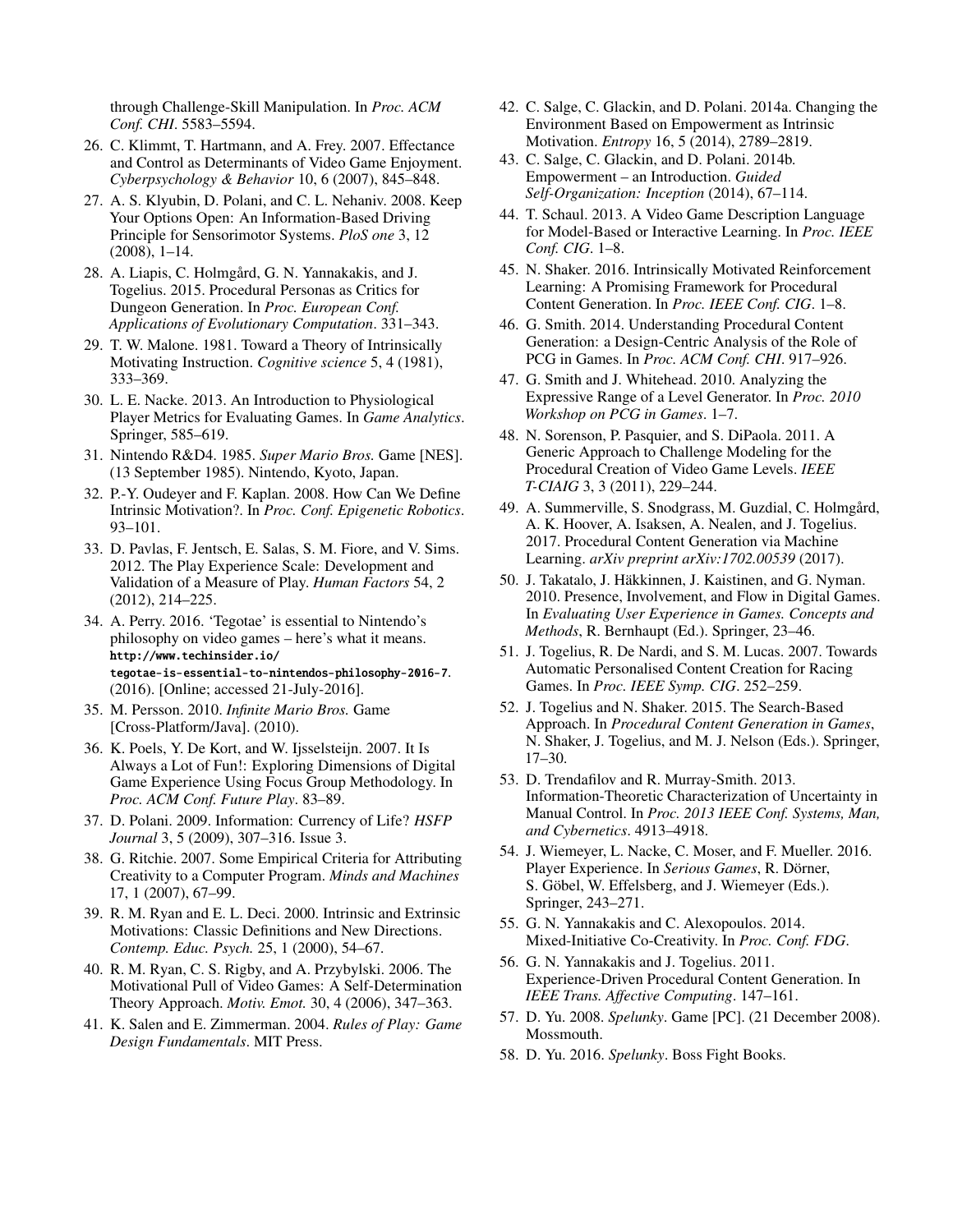through Challenge-Skill Manipulation. In *Proc. ACM Conf. CHI*. 5583–5594.

26. C. Klimmt, T. Hartmann, and A. Frey. 2007. Effectance and Control as Determinants of Video Game Enjoyment. *Cyberpsychology & Behavior* 10, 6 (2007), 845–848.
27. A. S. Klyubin, D. Polani, and C. L. Nehaniv. 2008. Keep Your Options Open: An Information-Based Driving Principle for Sensorimotor Systems. *PloS one* 3, 12 (2008), 1–14.
28. A. Liapis, C. Holmgård, G. N. Yannakakis, and J. Togelius. 2015. Procedural Personas as Critics for Dungeon Generation. In *Proc. European Conf. Applications of Evolutionary Computation*. 331–343.
29. T. W. Malone. 1981. Toward a Theory of Intrinsically Motivating Instruction. *Cognitive science* 5, 4 (1981), 333–369.
30. L. E. Nacke. 2013. An Introduction to Physiological Player Metrics for Evaluating Games. In *Game Analytics*. Springer, 585–619.
31. Nintendo R&D4. 1985. *Super Mario Bros.* Game [NES]. (13 September 1985). Nintendo, Kyoto, Japan.
32. P.-Y. Oudeyer and F. Kaplan. 2008. How Can We Define Intrinsic Motivation?. In *Proc. Conf. Epigenetic Robotics*. 93–101.
33. D. Pavlas, F. Jentsch, E. Salas, S. M. Fiore, and V. Sims. 2012. The Play Experience Scale: Development and Validation of a Measure of Play. *Human Factors* 54, 2 (2012), 214–225.
34. A. Perry. 2016. 'Tegotae' is essential to Nintendo's philosophy on video games – here's what it means. http://www.techinsider.io/tegotae-is-essential-to-nintendos-philosophy-2016-7. (2016). [Online; accessed 21-July-2016].
35. M. Persson. 2010. *Infinite Mario Bros.* Game [Cross-Platform/Java]. (2010).
36. K. Poels, Y. De Kort, and W. Ijsselsteijn. 2007. It Is Always a Lot of Fun!: Exploring Dimensions of Digital Game Experience Using Focus Group Methodology. In *Proc. ACM Conf. Future Play*. 83–89.
37. D. Polani. 2009. Information: Currency of Life? *HSFP Journal* 3, 5 (2009), 307–316. Issue 3.
38. G. Ritchie. 2007. Some Empirical Criteria for Attributing Creativity to a Computer Program. *Minds and Machines* 17, 1 (2007), 67–99.
39. R. M. Ryan and E. L. Deci. 2000. Intrinsic and Extrinsic Motivations: Classic Definitions and New Directions. *Contemp. Educ. Psych.* 25, 1 (2000), 54–67.
40. R. M. Ryan, C. S. Rigby, and A. Przybylski. 2006. The Motivational Pull of Video Games: A Self-Determination Theory Approach. *Motiv. Emot.* 30, 4 (2006), 347–363.
41. K. Salen and E. Zimmerman. 2004. *Rules of Play: Game Design Fundamentals*. MIT Press.
42. C. Salge, C. Glackin, and D. Polani. 2014a. Changing the Environment Based on Empowerment as Intrinsic Motivation. *Entropy* 16, 5 (2014), 2789–2819.
43. C. Salge, C. Glackin, and D. Polani. 2014b. Empowerment – an Introduction. *Guided Self-Organization: Inception* (2014), 67–114.
44. T. Schaul. 2013. A Video Game Description Language for Model-Based or Interactive Learning. In *Proc. IEEE Conf. CIG*. 1–8.
45. N. Shaker. 2016. Intrinsically Motivated Reinforcement Learning: A Promising Framework for Procedural Content Generation. In *Proc. IEEE Conf. CIG*. 1–8.
46. G. Smith. 2014. Understanding Procedural Content Generation: a Design-Centric Analysis of the Role of PCG in Games. In *Proc. ACM Conf. CHI*. 917–926.
47. G. Smith and J. Whitehead. 2010. Analyzing the Expressive Range of a Level Generator. In *Proc. 2010 Workshop on PCG in Games*. 1–7.
48. N. Sorenson, P. Pasquier, and S. DiPaola. 2011. A Generic Approach to Challenge Modeling for the Procedural Creation of Video Game Levels. *IEEE T-CIAIG* 3, 3 (2011), 229–244.
49. A. Summerville, S. Snodgrass, M. Guzdial, C. Holmgård, A. K. Hoover, A. Isaksen, A. Nealen, and J. Togelius. 2017. Procedural Content Generation via Machine Learning. *arXiv preprint arXiv:1702.00539* (2017).
50. J. Takatalo, J. Häkkinnen, J. Kaistinen, and G. Nyman. 2010. Presence, Involvement, and Flow in Digital Games. In *Evaluating User Experience in Games. Concepts and Methods*, R. Bernhaupt (Ed.). Springer, 23–46.
51. J. Togelius, R. De Nardi, and S. M. Lucas. 2007. Towards Automatic Personalised Content Creation for Racing Games. In *Proc. IEEE Symp. CIG*. 252–259.
52. J. Togelius and N. Shaker. 2015. The Search-Based Approach. In *Procedural Content Generation in Games*, N. Shaker, J. Togelius, and M. J. Nelson (Eds.). Springer, 17–30.
53. D. Trendafilov and R. Murray-Smith. 2013. Information-Theoretic Characterization of Uncertainty in Manual Control. In *Proc. 2013 IEEE Conf. Systems, Man, and Cybernetics*. 4913–4918.
54. J. Wiemeyer, L. Nacke, C. Moser, and F. Mueller. 2016. Player Experience. In *Serious Games*, R. Dörner, S. Göbel, W. Effelsberg, and J. Wiemeyer (Eds.). Springer, 243–271.
55. G. N. Yannakakis and C. Alexopoulos. 2014. Mixed-Initiative Co-Creativity. In *Proc. Conf. FDG*.
56. G. N. Yannakakis and J. Togelius. 2011. Experience-Driven Procedural Content Generation. In *IEEE Trans. Affective Computing*. 147–161.
57. D. Yu. 2008. *Spelunky*. Game [PC]. (21 December 2008). Mossmouth.
58. D. Yu. 2016. *Spelunky*. Boss Fight Books.